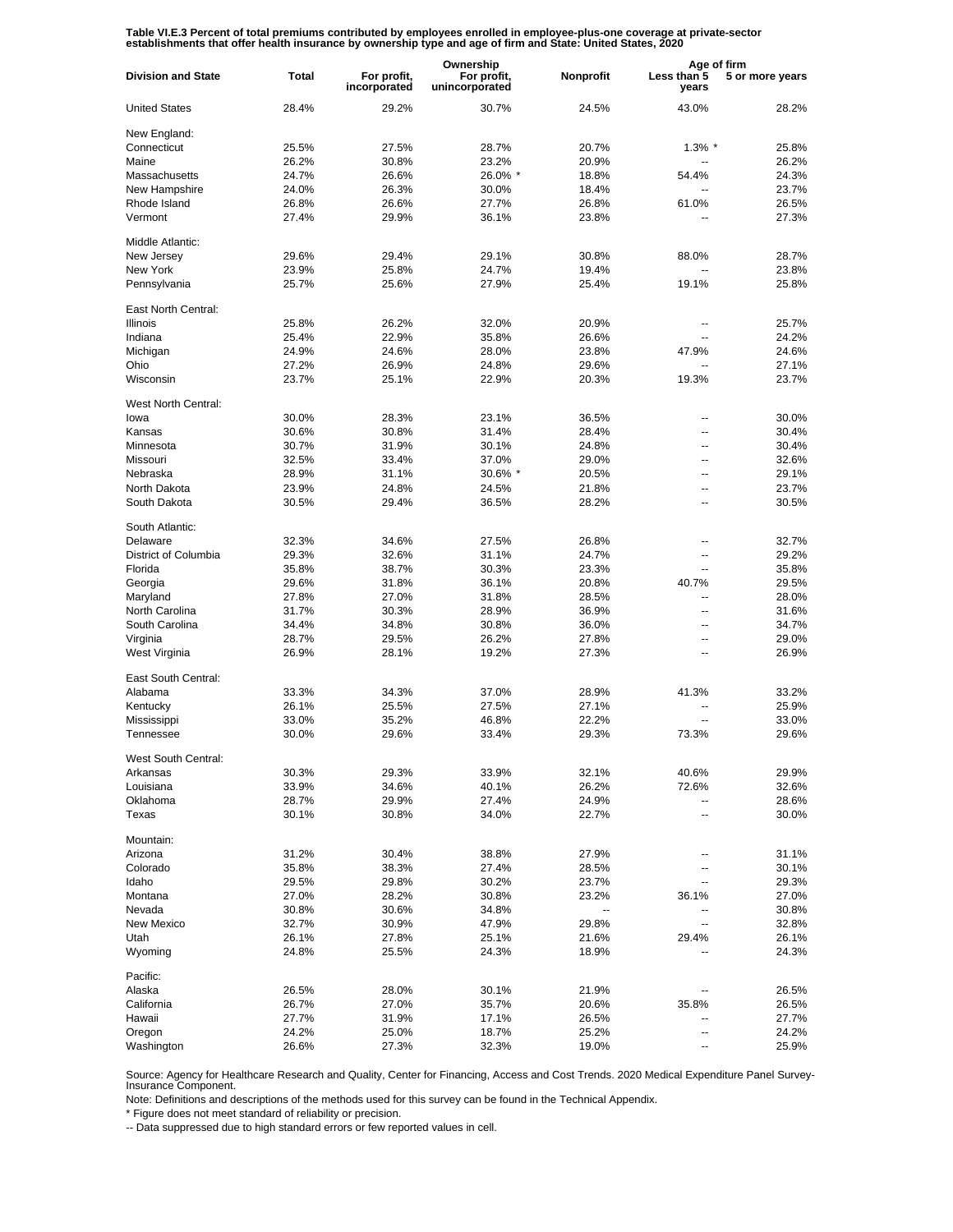**Table VI.E.3 Percent of total premiums contributed by employees enrolled in employee-plus-one coverage at private-sector establishments that offer health insurance by ownership type and age of firm and State: United States, 2020**

| Division and State | Total | Ownership | | | Age of firm | |
|---|---|---|---|---|---|---|
| | | For profit, incorporated | For profit, unincorporated | Nonprofit | Less than 5 years | 5 or more years |
| United States | 28.4% | 29.2% | 30.7% | 24.5% | 43.0% | 28.2% |
| New England: | | | | | | |
| Connecticut | 25.5% | 27.5% | 28.7% | 20.7% | 1.3% * | 25.8% |
| Maine | 26.2% | 30.8% | 23.2% | 20.9% | -- | 26.2% |
| Massachusetts | 24.7% | 26.6% | 26.0% * | 18.8% | 54.4% | 24.3% |
| New Hampshire | 24.0% | 26.3% | 30.0% | 18.4% | -- | 23.7% |
| Rhode Island | 26.8% | 26.6% | 27.7% | 26.8% | 61.0% | 26.5% |
| Vermont | 27.4% | 29.9% | 36.1% | 23.8% | -- | 27.3% |
| Middle Atlantic: | | | | | | |
| New Jersey | 29.6% | 29.4% | 29.1% | 30.8% | 88.0% | 28.7% |
| New York | 23.9% | 25.8% | 24.7% | 19.4% | -- | 23.8% |
| Pennsylvania | 25.7% | 25.6% | 27.9% | 25.4% | 19.1% | 25.8% |
| East North Central: | | | | | | |
| Illinois | 25.8% | 26.2% | 32.0% | 20.9% | -- | 25.7% |
| Indiana | 25.4% | 22.9% | 35.8% | 26.6% | -- | 24.2% |
| Michigan | 24.9% | 24.6% | 28.0% | 23.8% | 47.9% | 24.6% |
| Ohio | 27.2% | 26.9% | 24.8% | 29.6% | -- | 27.1% |
| Wisconsin | 23.7% | 25.1% | 22.9% | 20.3% | 19.3% | 23.7% |
| West North Central: | | | | | | |
| Iowa | 30.0% | 28.3% | 23.1% | 36.5% | -- | 30.0% |
| Kansas | 30.6% | 30.8% | 31.4% | 28.4% | -- | 30.4% |
| Minnesota | 30.7% | 31.9% | 30.1% | 24.8% | -- | 30.4% |
| Missouri | 32.5% | 33.4% | 37.0% | 29.0% | -- | 32.6% |
| Nebraska | 28.9% | 31.1% | 30.6% * | 20.5% | -- | 29.1% |
| North Dakota | 23.9% | 24.8% | 24.5% | 21.8% | -- | 23.7% |
| South Dakota | 30.5% | 29.4% | 36.5% | 28.2% | -- | 30.5% |
| South Atlantic: | | | | | | |
| Delaware | 32.3% | 34.6% | 27.5% | 26.8% | -- | 32.7% |
| District of Columbia | 29.3% | 32.6% | 31.1% | 24.7% | -- | 29.2% |
| Florida | 35.8% | 38.7% | 30.3% | 23.3% | -- | 35.8% |
| Georgia | 29.6% | 31.8% | 36.1% | 20.8% | 40.7% | 29.5% |
| Maryland | 27.8% | 27.0% | 31.8% | 28.5% | -- | 28.0% |
| North Carolina | 31.7% | 30.3% | 28.9% | 36.9% | -- | 31.6% |
| South Carolina | 34.4% | 34.8% | 30.8% | 36.0% | -- | 34.7% |
| Virginia | 28.7% | 29.5% | 26.2% | 27.8% | -- | 29.0% |
| West Virginia | 26.9% | 28.1% | 19.2% | 27.3% | -- | 26.9% |
| East South Central: | | | | | | |
| Alabama | 33.3% | 34.3% | 37.0% | 28.9% | 41.3% | 33.2% |
| Kentucky | 26.1% | 25.5% | 27.5% | 27.1% | -- | 25.9% |
| Mississippi | 33.0% | 35.2% | 46.8% | 22.2% | -- | 33.0% |
| Tennessee | 30.0% | 29.6% | 33.4% | 29.3% | 73.3% | 29.6% |
| West South Central: | | | | | | |
| Arkansas | 30.3% | 29.3% | 33.9% | 32.1% | 40.6% | 29.9% |
| Louisiana | 33.9% | 34.6% | 40.1% | 26.2% | 72.6% | 32.6% |
| Oklahoma | 28.7% | 29.9% | 27.4% | 24.9% | -- | 28.6% |
| Texas | 30.1% | 30.8% | 34.0% | 22.7% | -- | 30.0% |
| Mountain: | | | | | | |
| Arizona | 31.2% | 30.4% | 38.8% | 27.9% | -- | 31.1% |
| Colorado | 35.8% | 38.3% | 27.4% | 28.5% | -- | 30.1% |
| Idaho | 29.5% | 29.8% | 30.2% | 23.7% | -- | 29.3% |
| Montana | 27.0% | 28.2% | 30.8% | 23.2% | 36.1% | 27.0% |
| Nevada | 30.8% | 30.6% | 34.8% | -- | -- | 30.8% |
| New Mexico | 32.7% | 30.9% | 47.9% | 29.8% | -- | 32.8% |
| Utah | 26.1% | 27.8% | 25.1% | 21.6% | 29.4% | 26.1% |
| Wyoming | 24.8% | 25.5% | 24.3% | 18.9% | -- | 24.3% |
| Pacific: | | | | | | |
| Alaska | 26.5% | 28.0% | 30.1% | 21.9% | -- | 26.5% |
| California | 26.7% | 27.0% | 35.7% | 20.6% | 35.8% | 26.5% |
| Hawaii | 27.7% | 31.9% | 17.1% | 26.5% | -- | 27.7% |
| Oregon | 24.2% | 25.0% | 18.7% | 25.2% | -- | 24.2% |
| Washington | 26.6% | 27.3% | 32.3% | 19.0% | -- | 25.9% |

Source: Agency for Healthcare Research and Quality, Center for Financing, Access and Cost Trends. 2020 Medical Expenditure Panel Survey-Insurance Component.

Note: Definitions and descriptions of the methods used for this survey can be found in the Technical Appendix.

* Figure does not meet standard of reliability or precision.

-- Data suppressed due to high standard errors or few reported values in cell.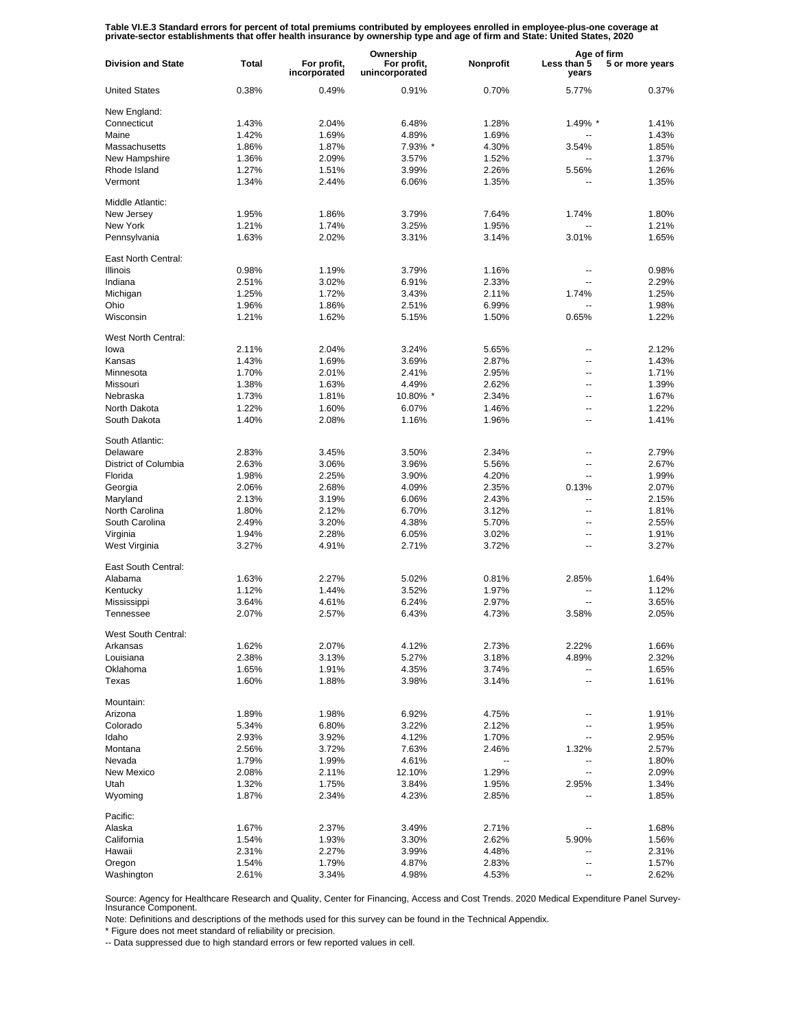**Table VI.E.3 Standard errors for percent of total premiums contributed by employees enrolled in employee-plus-one coverage at private-sector establishments that offer health insurance by ownership type and age of firm and State: United States, 2020**

| Division and State | Total | Ownership | | | Age of firm | |
|---|---|---|---|---|---|---|
| | | For profit, incorporated | For profit, unincorporated | Nonprofit | Less than 5 years | 5 or more years |
| United States | 0.38% | 0.49% | 0.91% | 0.70% | 5.77% | 0.37% |
| New England: | | | | | | |
| Connecticut | 1.43% | 2.04% | 6.48% | 1.28% | 1.49% * | 1.41% |
| Maine | 1.42% | 1.69% | 4.89% | 1.69% | -- | 1.43% |
| Massachusetts | 1.86% | 1.87% | 7.93% * | 4.30% | 3.54% | 1.85% |
| New Hampshire | 1.36% | 2.09% | 3.57% | 1.52% | -- | 1.37% |
| Rhode Island | 1.27% | 1.51% | 3.99% | 2.26% | 5.56% | 1.26% |
| Vermont | 1.34% | 2.44% | 6.06% | 1.35% | -- | 1.35% |
| Middle Atlantic: | | | | | | |
| New Jersey | 1.95% | 1.86% | 3.79% | 7.64% | 1.74% | 1.80% |
| New York | 1.21% | 1.74% | 3.25% | 1.95% | -- | 1.21% |
| Pennsylvania | 1.63% | 2.02% | 3.31% | 3.14% | 3.01% | 1.65% |
| East North Central: | | | | | | |
| Illinois | 0.98% | 1.19% | 3.79% | 1.16% | -- | 0.98% |
| Indiana | 2.51% | 3.02% | 6.91% | 2.33% | -- | 2.29% |
| Michigan | 1.25% | 1.72% | 3.43% | 2.11% | 1.74% | 1.25% |
| Ohio | 1.96% | 1.86% | 2.51% | 6.99% | -- | 1.98% |
| Wisconsin | 1.21% | 1.62% | 5.15% | 1.50% | 0.65% | 1.22% |
| West North Central: | | | | | | |
| Iowa | 2.11% | 2.04% | 3.24% | 5.65% | -- | 2.12% |
| Kansas | 1.43% | 1.69% | 3.69% | 2.87% | -- | 1.43% |
| Minnesota | 1.70% | 2.01% | 2.41% | 2.95% | -- | 1.71% |
| Missouri | 1.38% | 1.63% | 4.49% | 2.62% | -- | 1.39% |
| Nebraska | 1.73% | 1.81% | 10.80% * | 2.34% | -- | 1.67% |
| North Dakota | 1.22% | 1.60% | 6.07% | 1.46% | -- | 1.22% |
| South Dakota | 1.40% | 2.08% | 1.16% | 1.96% | -- | 1.41% |
| South Atlantic: | | | | | | |
| Delaware | 2.83% | 3.45% | 3.50% | 2.34% | -- | 2.79% |
| District of Columbia | 2.63% | 3.06% | 3.96% | 5.56% | -- | 2.67% |
| Florida | 1.98% | 2.25% | 3.90% | 4.20% | -- | 1.99% |
| Georgia | 2.06% | 2.68% | 4.09% | 2.35% | 0.13% | 2.07% |
| Maryland | 2.13% | 3.19% | 6.06% | 2.43% | -- | 2.15% |
| North Carolina | 1.80% | 2.12% | 6.70% | 3.12% | -- | 1.81% |
| South Carolina | 2.49% | 3.20% | 4.38% | 5.70% | -- | 2.55% |
| Virginia | 1.94% | 2.28% | 6.05% | 3.02% | -- | 1.91% |
| West Virginia | 3.27% | 4.91% | 2.71% | 3.72% | -- | 3.27% |
| East South Central: | | | | | | |
| Alabama | 1.63% | 2.27% | 5.02% | 0.81% | 2.85% | 1.64% |
| Kentucky | 1.12% | 1.44% | 3.52% | 1.97% | -- | 1.12% |
| Mississippi | 3.64% | 4.61% | 6.24% | 2.97% | -- | 3.65% |
| Tennessee | 2.07% | 2.57% | 6.43% | 4.73% | 3.58% | 2.05% |
| West South Central: | | | | | | |
| Arkansas | 1.62% | 2.07% | 4.12% | 2.73% | 2.22% | 1.66% |
| Louisiana | 2.38% | 3.13% | 5.27% | 3.18% | 4.89% | 2.32% |
| Oklahoma | 1.65% | 1.91% | 4.35% | 3.74% | -- | 1.65% |
| Texas | 1.60% | 1.88% | 3.98% | 3.14% | -- | 1.61% |
| Mountain: | | | | | | |
| Arizona | 1.89% | 1.98% | 6.92% | 4.75% | -- | 1.91% |
| Colorado | 5.34% | 6.80% | 3.22% | 2.12% | -- | 1.95% |
| Idaho | 2.93% | 3.92% | 4.12% | 1.70% | -- | 2.95% |
| Montana | 2.56% | 3.72% | 7.63% | 2.46% | 1.32% | 2.57% |
| Nevada | 1.79% | 1.99% | 4.61% | -- | -- | 1.80% |
| New Mexico | 2.08% | 2.11% | 12.10% | 1.29% | -- | 2.09% |
| Utah | 1.32% | 1.75% | 3.84% | 1.95% | 2.95% | 1.34% |
| Wyoming | 1.87% | 2.34% | 4.23% | 2.85% | -- | 1.85% |
| Pacific: | | | | | | |
| Alaska | 1.67% | 2.37% | 3.49% | 2.71% | -- | 1.68% |
| California | 1.54% | 1.93% | 3.30% | 2.62% | 5.90% | 1.56% |
| Hawaii | 2.31% | 2.27% | 3.99% | 4.48% | -- | 2.31% |
| Oregon | 1.54% | 1.79% | 4.87% | 2.83% | -- | 1.57% |
| Washington | 2.61% | 3.34% | 4.98% | 4.53% | -- | 2.62% |

Source: Agency for Healthcare Research and Quality, Center for Financing, Access and Cost Trends. 2020 Medical Expenditure Panel Survey-Insurance Component.

Note: Definitions and descriptions of the methods used for this survey can be found in the Technical Appendix.

* Figure does not meet standard of reliability or precision.

-- Data suppressed due to high standard errors or few reported values in cell.